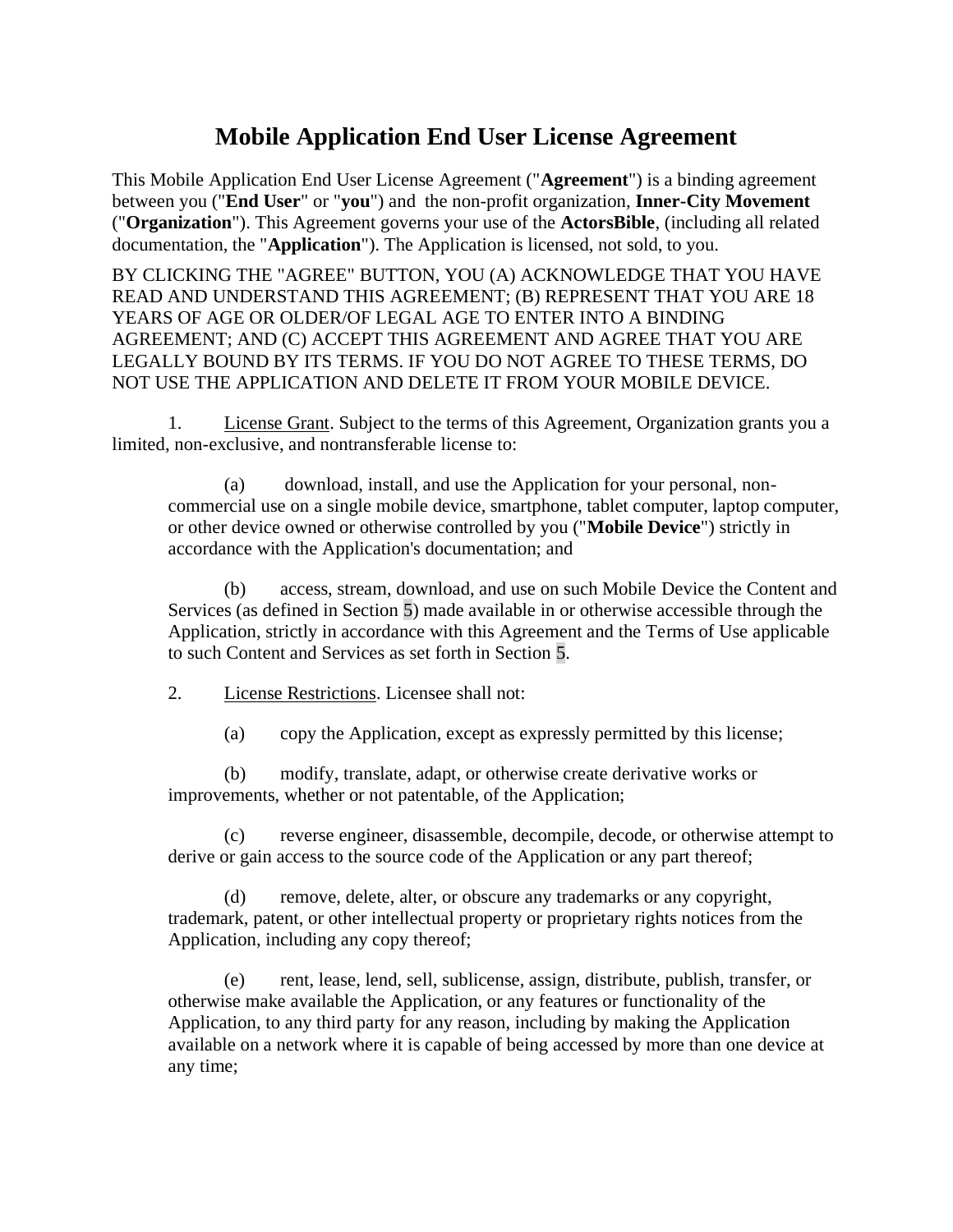# Mobile Application End User License Agreement

This Mobile Application End User License Agreement ("**Agreement**") is a binding agreement between you ("**End User**" or "**you**") and the non-profit organization, **Inner-City Movement** ("**Organization**"). This Agreement governs your use of the **ActorsBible**, (including all related documentation, the "**Application**"). The Application is licensed, not sold, to you.

BY CLICKING THE "AGREE" BUTTON, YOU (A) ACKNOWLEDGE THAT YOU HAVE READ AND UNDERSTAND THIS AGREEMENT; (B) REPRESENT THAT YOU ARE 18 YEARS OF AGE OR OLDER/OF LEGAL AGE TO ENTER INTO A BINDING AGREEMENT; AND (C) ACCEPT THIS AGREEMENT AND AGREE THAT YOU ARE LEGALLY BOUND BY ITS TERMS. IF YOU DO NOT AGREE TO THESE TERMS, DO NOT USE THE APPLICATION AND DELETE IT FROM YOUR MOBILE DEVICE.

1. License Grant. Subject to the terms of this Agreement, Organization grants you a limited, non-exclusive, and nontransferable license to:

   (a) download, install, and use the Application for your personal, non-commercial use on a single mobile device, smartphone, tablet computer, laptop computer, or other device owned or otherwise controlled by you ("**Mobile Device**") strictly in accordance with the Application's documentation; and

   (b) access, stream, download, and use on such Mobile Device the Content and Services (as defined in Section 5) made available in or otherwise accessible through the Application, strictly in accordance with this Agreement and the Terms of Use applicable to such Content and Services as set forth in Section 5.

2. License Restrictions. Licensee shall not:

   (a) copy the Application, except as expressly permitted by this license;

   (b) modify, translate, adapt, or otherwise create derivative works or improvements, whether or not patentable, of the Application;

   (c) reverse engineer, disassemble, decompile, decode, or otherwise attempt to derive or gain access to the source code of the Application or any part thereof;

   (d) remove, delete, alter, or obscure any trademarks or any copyright, trademark, patent, or other intellectual property or proprietary rights notices from the Application, including any copy thereof;

   (e) rent, lease, lend, sell, sublicense, assign, distribute, publish, transfer, or otherwise make available the Application, or any features or functionality of the Application, to any third party for any reason, including by making the Application available on a network where it is capable of being accessed by more than one device at any time;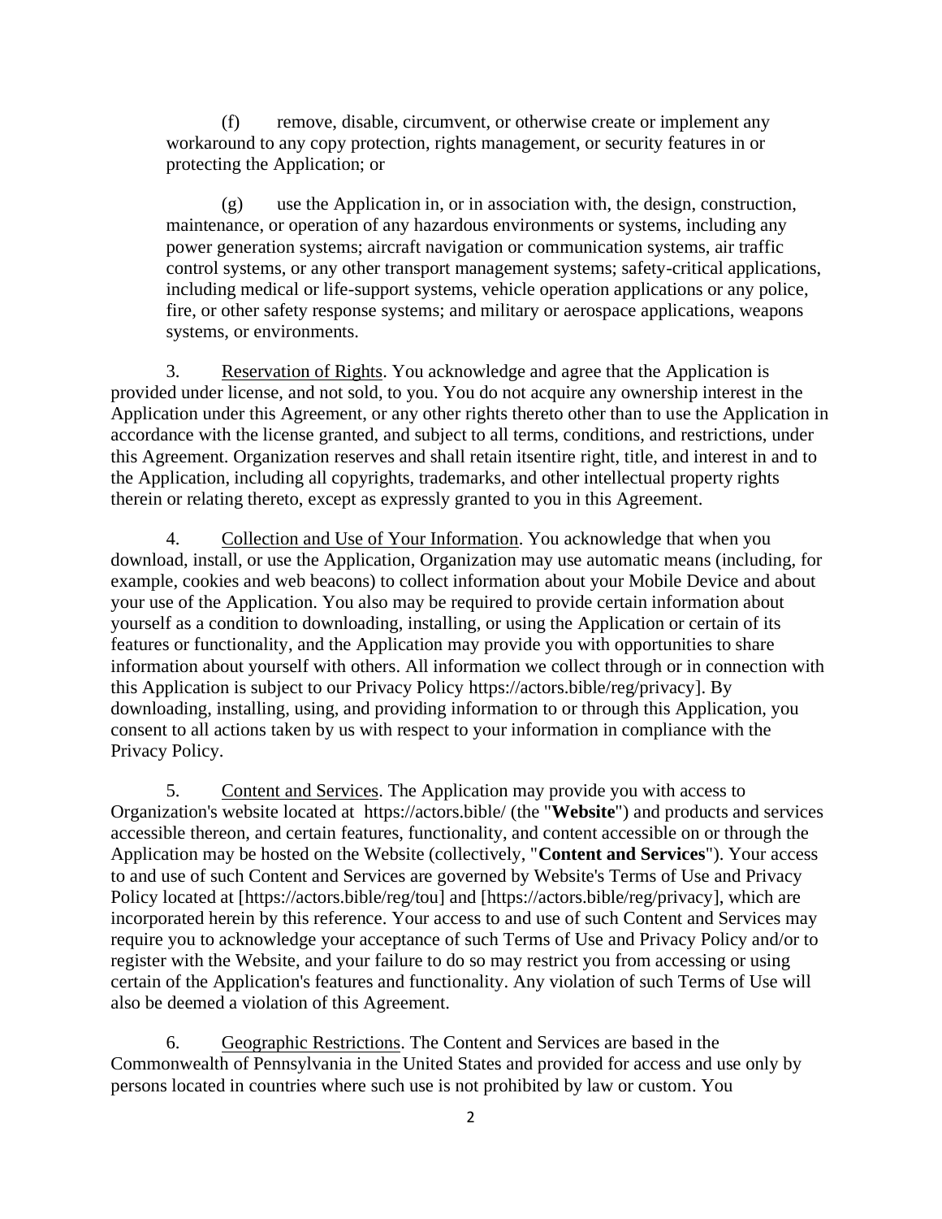(f) remove, disable, circumvent, or otherwise create or implement any workaround to any copy protection, rights management, or security features in or protecting the Application; or

(g) use the Application in, or in association with, the design, construction, maintenance, or operation of any hazardous environments or systems, including any power generation systems; aircraft navigation or communication systems, air traffic control systems, or any other transport management systems; safety-critical applications, including medical or life-support systems, vehicle operation applications or any police, fire, or other safety response systems; and military or aerospace applications, weapons systems, or environments.

3. Reservation of Rights. You acknowledge and agree that the Application is provided under license, and not sold, to you. You do not acquire any ownership interest in the Application under this Agreement, or any other rights thereto other than to use the Application in accordance with the license granted, and subject to all terms, conditions, and restrictions, under this Agreement. Organization reserves and shall retain itsentire right, title, and interest in and to the Application, including all copyrights, trademarks, and other intellectual property rights therein or relating thereto, except as expressly granted to you in this Agreement.

4. Collection and Use of Your Information. You acknowledge that when you download, install, or use the Application, Organization may use automatic means (including, for example, cookies and web beacons) to collect information about your Mobile Device and about your use of the Application. You also may be required to provide certain information about yourself as a condition to downloading, installing, or using the Application or certain of its features or functionality, and the Application may provide you with opportunities to share information about yourself with others. All information we collect through or in connection with this Application is subject to our Privacy Policy https://actors.bible/reg/privacy]. By downloading, installing, using, and providing information to or through this Application, you consent to all actions taken by us with respect to your information in compliance with the Privacy Policy.

5. Content and Services. The Application may provide you with access to Organization's website located at https://actors.bible/ (the "**Website**") and products and services accessible thereon, and certain features, functionality, and content accessible on or through the Application may be hosted on the Website (collectively, "**Content and Services**"). Your access to and use of such Content and Services are governed by Website's Terms of Use and Privacy Policy located at [https://actors.bible/reg/tou] and [https://actors.bible/reg/privacy], which are incorporated herein by this reference. Your access to and use of such Content and Services may require you to acknowledge your acceptance of such Terms of Use and Privacy Policy and/or to register with the Website, and your failure to do so may restrict you from accessing or using certain of the Application's features and functionality. Any violation of such Terms of Use will also be deemed a violation of this Agreement.

6. Geographic Restrictions. The Content and Services are based in the Commonwealth of Pennsylvania in the United States and provided for access and use only by persons located in countries where such use is not prohibited by law or custom. You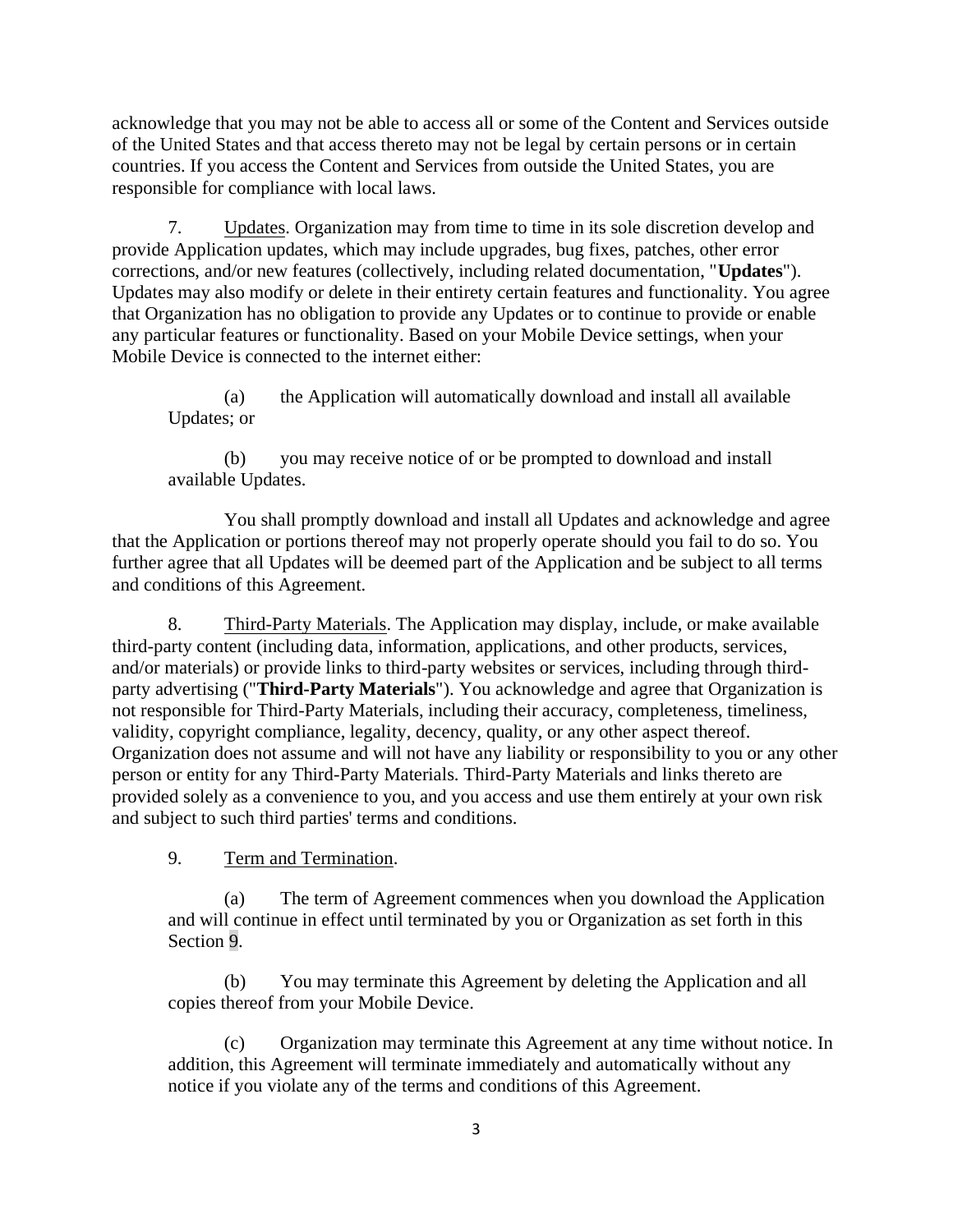acknowledge that you may not be able to access all or some of the Content and Services outside of the United States and that access thereto may not be legal by certain persons or in certain countries. If you access the Content and Services from outside the United States, you are responsible for compliance with local laws.

7. Updates. Organization may from time to time in its sole discretion develop and provide Application updates, which may include upgrades, bug fixes, patches, other error corrections, and/or new features (collectively, including related documentation, "**Updates**"). Updates may also modify or delete in their entirety certain features and functionality. You agree that Organization has no obligation to provide any Updates or to continue to provide or enable any particular features or functionality. Based on your Mobile Device settings, when your Mobile Device is connected to the internet either:

(a) the Application will automatically download and install all available Updates; or

(b) you may receive notice of or be prompted to download and install available Updates.

You shall promptly download and install all Updates and acknowledge and agree that the Application or portions thereof may not properly operate should you fail to do so. You further agree that all Updates will be deemed part of the Application and be subject to all terms and conditions of this Agreement.

8. Third-Party Materials. The Application may display, include, or make available third-party content (including data, information, applications, and other products, services, and/or materials) or provide links to third-party websites or services, including through third-party advertising ("**Third-Party Materials**"). You acknowledge and agree that Organization is not responsible for Third-Party Materials, including their accuracy, completeness, timeliness, validity, copyright compliance, legality, decency, quality, or any other aspect thereof. Organization does not assume and will not have any liability or responsibility to you or any other person or entity for any Third-Party Materials. Third-Party Materials and links thereto are provided solely as a convenience to you, and you access and use them entirely at your own risk and subject to such third parties' terms and conditions.

9. Term and Termination.

(a) The term of Agreement commences when you download the Application and will continue in effect until terminated by you or Organization as set forth in this Section 9.

(b) You may terminate this Agreement by deleting the Application and all copies thereof from your Mobile Device.

(c) Organization may terminate this Agreement at any time without notice. In addition, this Agreement will terminate immediately and automatically without any notice if you violate any of the terms and conditions of this Agreement.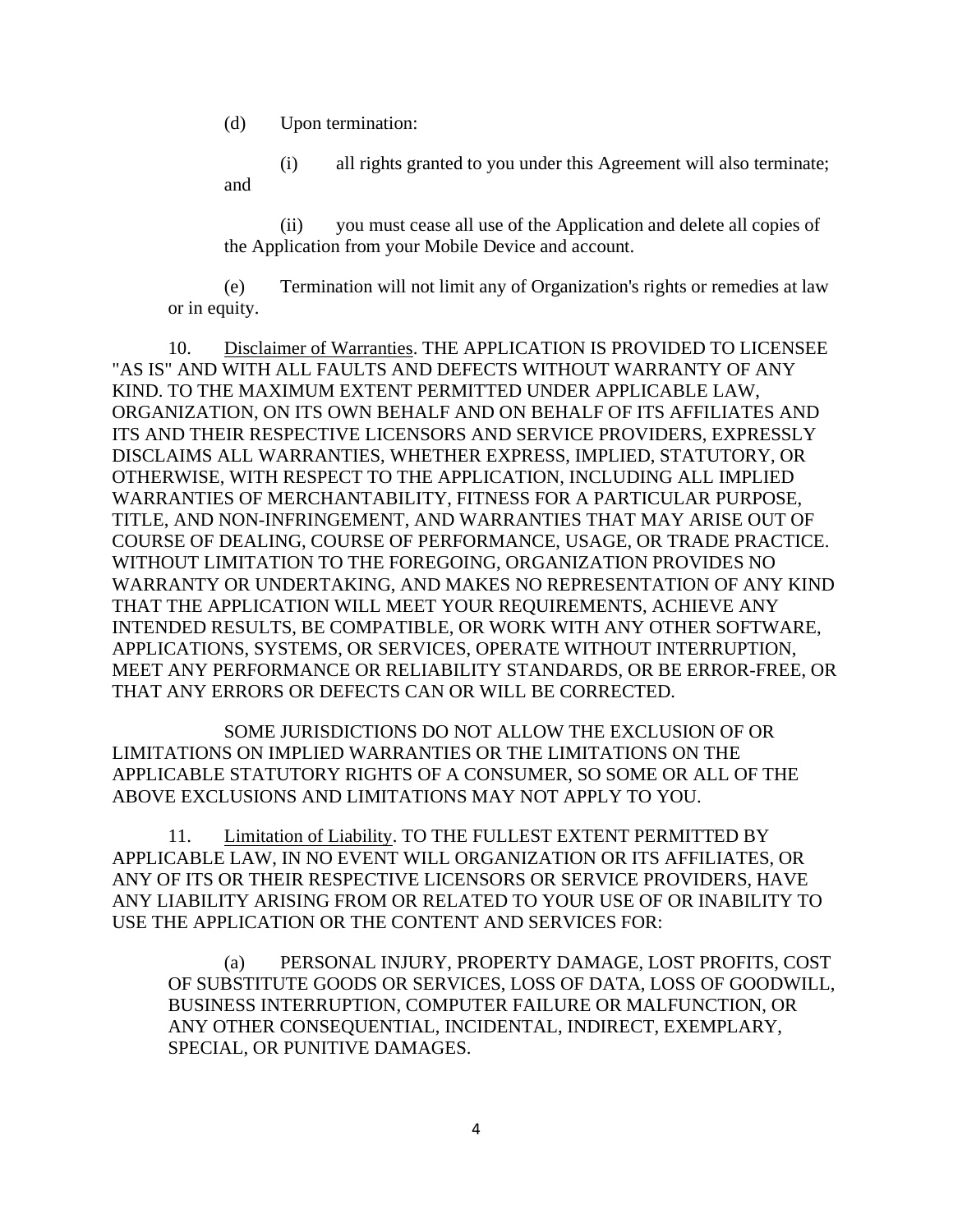(d) Upon termination:

(i) all rights granted to you under this Agreement will also terminate; and

(ii) you must cease all use of the Application and delete all copies of the Application from your Mobile Device and account.

(e) Termination will not limit any of Organization's rights or remedies at law or in equity.

10. Disclaimer of Warranties. THE APPLICATION IS PROVIDED TO LICENSEE "AS IS" AND WITH ALL FAULTS AND DEFECTS WITHOUT WARRANTY OF ANY KIND. TO THE MAXIMUM EXTENT PERMITTED UNDER APPLICABLE LAW, ORGANIZATION, ON ITS OWN BEHALF AND ON BEHALF OF ITS AFFILIATES AND ITS AND THEIR RESPECTIVE LICENSORS AND SERVICE PROVIDERS, EXPRESSLY DISCLAIMS ALL WARRANTIES, WHETHER EXPRESS, IMPLIED, STATUTORY, OR OTHERWISE, WITH RESPECT TO THE APPLICATION, INCLUDING ALL IMPLIED WARRANTIES OF MERCHANTABILITY, FITNESS FOR A PARTICULAR PURPOSE, TITLE, AND NON-INFRINGEMENT, AND WARRANTIES THAT MAY ARISE OUT OF COURSE OF DEALING, COURSE OF PERFORMANCE, USAGE, OR TRADE PRACTICE. WITHOUT LIMITATION TO THE FOREGOING, ORGANIZATION PROVIDES NO WARRANTY OR UNDERTAKING, AND MAKES NO REPRESENTATION OF ANY KIND THAT THE APPLICATION WILL MEET YOUR REQUIREMENTS, ACHIEVE ANY INTENDED RESULTS, BE COMPATIBLE, OR WORK WITH ANY OTHER SOFTWARE, APPLICATIONS, SYSTEMS, OR SERVICES, OPERATE WITHOUT INTERRUPTION, MEET ANY PERFORMANCE OR RELIABILITY STANDARDS, OR BE ERROR-FREE, OR THAT ANY ERRORS OR DEFECTS CAN OR WILL BE CORRECTED.

SOME JURISDICTIONS DO NOT ALLOW THE EXCLUSION OF OR LIMITATIONS ON IMPLIED WARRANTIES OR THE LIMITATIONS ON THE APPLICABLE STATUTORY RIGHTS OF A CONSUMER, SO SOME OR ALL OF THE ABOVE EXCLUSIONS AND LIMITATIONS MAY NOT APPLY TO YOU.

11. Limitation of Liability. TO THE FULLEST EXTENT PERMITTED BY APPLICABLE LAW, IN NO EVENT WILL ORGANIZATION OR ITS AFFILIATES, OR ANY OF ITS OR THEIR RESPECTIVE LICENSORS OR SERVICE PROVIDERS, HAVE ANY LIABILITY ARISING FROM OR RELATED TO YOUR USE OF OR INABILITY TO USE THE APPLICATION OR THE CONTENT AND SERVICES FOR:

(a) PERSONAL INJURY, PROPERTY DAMAGE, LOST PROFITS, COST OF SUBSTITUTE GOODS OR SERVICES, LOSS OF DATA, LOSS OF GOODWILL, BUSINESS INTERRUPTION, COMPUTER FAILURE OR MALFUNCTION, OR ANY OTHER CONSEQUENTIAL, INCIDENTAL, INDIRECT, EXEMPLARY, SPECIAL, OR PUNITIVE DAMAGES.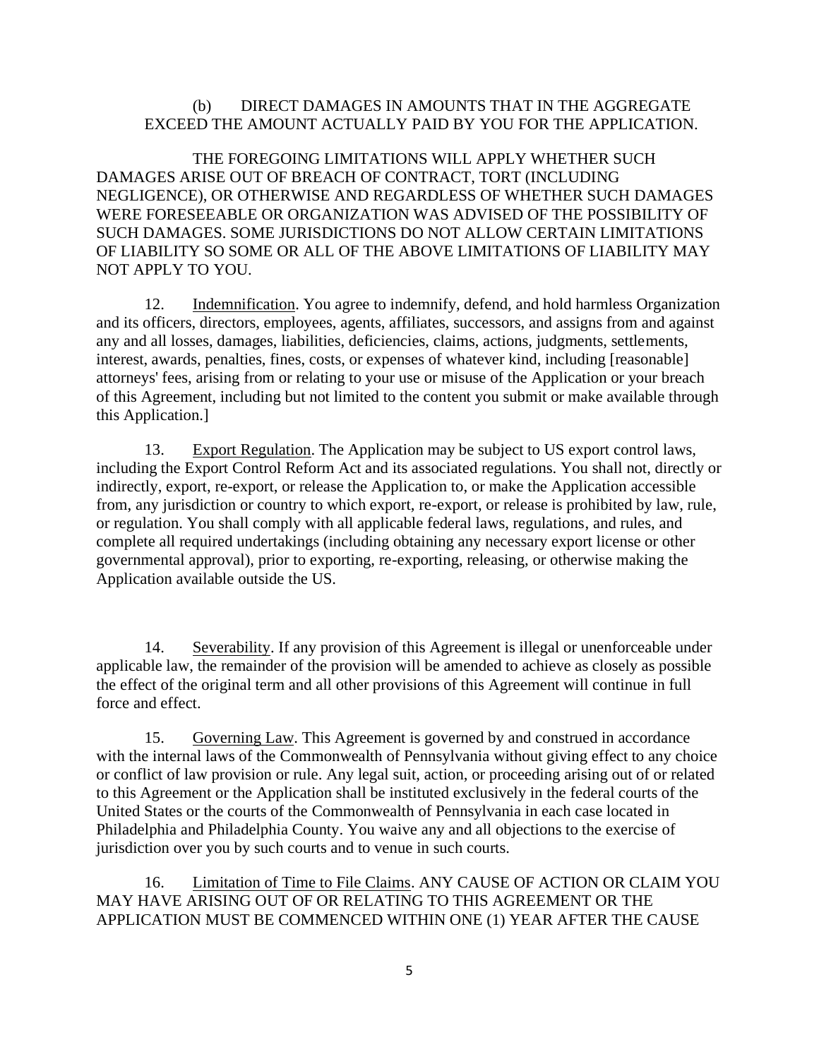(b) DIRECT DAMAGES IN AMOUNTS THAT IN THE AGGREGATE EXCEED THE AMOUNT ACTUALLY PAID BY YOU FOR THE APPLICATION.

THE FOREGOING LIMITATIONS WILL APPLY WHETHER SUCH DAMAGES ARISE OUT OF BREACH OF CONTRACT, TORT (INCLUDING NEGLIGENCE), OR OTHERWISE AND REGARDLESS OF WHETHER SUCH DAMAGES WERE FORESEEABLE OR ORGANIZATION WAS ADVISED OF THE POSSIBILITY OF SUCH DAMAGES. SOME JURISDICTIONS DO NOT ALLOW CERTAIN LIMITATIONS OF LIABILITY SO SOME OR ALL OF THE ABOVE LIMITATIONS OF LIABILITY MAY NOT APPLY TO YOU.

12. Indemnification. You agree to indemnify, defend, and hold harmless Organization and its officers, directors, employees, agents, affiliates, successors, and assigns from and against any and all losses, damages, liabilities, deficiencies, claims, actions, judgments, settlements, interest, awards, penalties, fines, costs, or expenses of whatever kind, including [reasonable] attorneys' fees, arising from or relating to your use or misuse of the Application or your breach of this Agreement, including but not limited to the content you submit or make available through this Application.]

13. Export Regulation. The Application may be subject to US export control laws, including the Export Control Reform Act and its associated regulations. You shall not, directly or indirectly, export, re-export, or release the Application to, or make the Application accessible from, any jurisdiction or country to which export, re-export, or release is prohibited by law, rule, or regulation. You shall comply with all applicable federal laws, regulations, and rules, and complete all required undertakings (including obtaining any necessary export license or other governmental approval), prior to exporting, re-exporting, releasing, or otherwise making the Application available outside the US.

14. Severability. If any provision of this Agreement is illegal or unenforceable under applicable law, the remainder of the provision will be amended to achieve as closely as possible the effect of the original term and all other provisions of this Agreement will continue in full force and effect.

15. Governing Law. This Agreement is governed by and construed in accordance with the internal laws of the Commonwealth of Pennsylvania without giving effect to any choice or conflict of law provision or rule. Any legal suit, action, or proceeding arising out of or related to this Agreement or the Application shall be instituted exclusively in the federal courts of the United States or the courts of the Commonwealth of Pennsylvania in each case located in Philadelphia and Philadelphia County. You waive any and all objections to the exercise of jurisdiction over you by such courts and to venue in such courts.

16. Limitation of Time to File Claims. ANY CAUSE OF ACTION OR CLAIM YOU MAY HAVE ARISING OUT OF OR RELATING TO THIS AGREEMENT OR THE APPLICATION MUST BE COMMENCED WITHIN ONE (1) YEAR AFTER THE CAUSE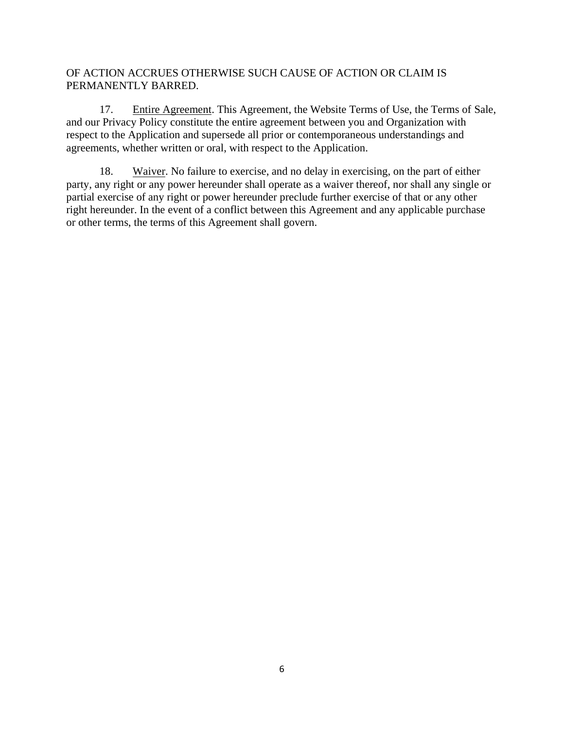OF ACTION ACCRUES OTHERWISE SUCH CAUSE OF ACTION OR CLAIM IS PERMANENTLY BARRED.

17. Entire Agreement. This Agreement, the Website Terms of Use, the Terms of Sale, and our Privacy Policy constitute the entire agreement between you and Organization with respect to the Application and supersede all prior or contemporaneous understandings and agreements, whether written or oral, with respect to the Application.

18. Waiver. No failure to exercise, and no delay in exercising, on the part of either party, any right or any power hereunder shall operate as a waiver thereof, nor shall any single or partial exercise of any right or power hereunder preclude further exercise of that or any other right hereunder. In the event of a conflict between this Agreement and any applicable purchase or other terms, the terms of this Agreement shall govern.